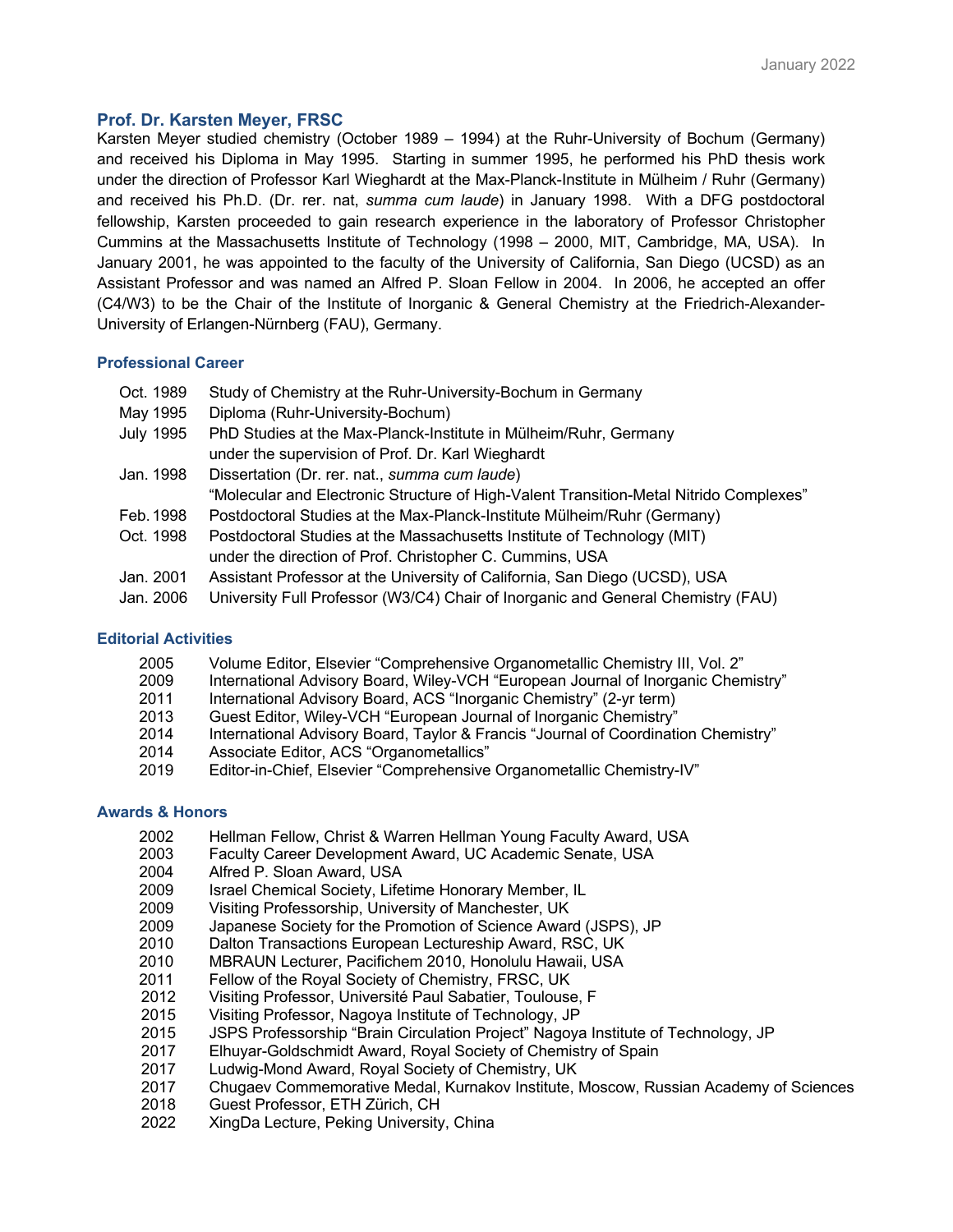January 2022

## Prof. Dr. Karsten Meyer, FRSC

Karsten Meyer studied chemistry (October 1989 – 1994) at the Ruhr-University of Bochum (Germany) and received his Diploma in May 1995. Starting in summer 1995, he performed his PhD thesis work under the direction of Professor Karl Wieghardt at the Max-Planck-Institute in Mülheim / Ruhr (Germany) and received his Ph.D. (Dr. rer. nat, *summa cum laude*) in January 1998. With a DFG postdoctoral fellowship, Karsten proceeded to gain research experience in the laboratory of Professor Christopher Cummins at the Massachusetts Institute of Technology (1998 – 2000, MIT, Cambridge, MA, USA). In January 2001, he was appointed to the faculty of the University of California, San Diego (UCSD) as an Assistant Professor and was named an Alfred P. Sloan Fellow in 2004. In 2006, he accepted an offer (C4/W3) to be the Chair of the Institute of Inorganic & General Chemistry at the Friedrich-Alexander-University of Erlangen-Nürnberg (FAU), Germany.

### Professional Career

| | |
|---|---|
| Oct. 1989 | Study of Chemistry at the Ruhr-University-Bochum in Germany |
| May 1995 | Diploma (Ruhr-University-Bochum) |
| July 1995 | PhD Studies at the Max-Planck-Institute in Mülheim/Ruhr, Germany under the supervision of Prof. Dr. Karl Wieghardt |
| Jan. 1998 | Dissertation (Dr. rer. nat., *summa cum laude*) "Molecular and Electronic Structure of High-Valent Transition-Metal Nitrido Complexes" |
| Feb. 1998 | Postdoctoral Studies at the Max-Planck-Institute Mülheim/Ruhr (Germany) |
| Oct. 1998 | Postdoctoral Studies at the Massachusetts Institute of Technology (MIT) under the direction of Prof. Christopher C. Cummins, USA |
| Jan. 2001 | Assistant Professor at the University of California, San Diego (UCSD), USA |
| Jan. 2006 | University Full Professor (W3/C4) Chair of Inorganic and General Chemistry (FAU) |

### Editorial Activities

| | |
|---|---|
| 2005 | Volume Editor, Elsevier "Comprehensive Organometallic Chemistry III, Vol. 2" |
| 2009 | International Advisory Board, Wiley-VCH "European Journal of Inorganic Chemistry" |
| 2011 | International Advisory Board, ACS "Inorganic Chemistry" (2-yr term) |
| 2013 | Guest Editor, Wiley-VCH "European Journal of Inorganic Chemistry" |
| 2014 | International Advisory Board, Taylor & Francis "Journal of Coordination Chemistry" |
| 2014 | Associate Editor, ACS "Organometallics" |
| 2019 | Editor-in-Chief, Elsevier "Comprehensive Organometallic Chemistry-IV" |

### Awards & Honors

| | |
|---|---|
| 2002 | Hellman Fellow, Christ & Warren Hellman Young Faculty Award, USA |
| 2003 | Faculty Career Development Award, UC Academic Senate, USA |
| 2004 | Alfred P. Sloan Award, USA |
| 2009 | Israel Chemical Society, Lifetime Honorary Member, IL |
| 2009 | Visiting Professorship, University of Manchester, UK |
| 2009 | Japanese Society for the Promotion of Science Award (JSPS), JP |
| 2010 | Dalton Transactions European Lectureship Award, RSC, UK |
| 2010 | MBRAUN Lecturer, Pacifichem 2010, Honolulu Hawaii, USA |
| 2011 | Fellow of the Royal Society of Chemistry, FRSC, UK |
| 2012 | Visiting Professor, Université Paul Sabatier, Toulouse, F |
| 2015 | Visiting Professor, Nagoya Institute of Technology, JP |
| 2015 | JSPS Professorship "Brain Circulation Project" Nagoya Institute of Technology, JP |
| 2017 | Elhuyar-Goldschmidt Award, Royal Society of Chemistry of Spain |
| 2017 | Ludwig-Mond Award, Royal Society of Chemistry, UK |
| 2017 | Chugaev Commemorative Medal, Kurnakov Institute, Moscow, Russian Academy of Sciences |
| 2018 | Guest Professor, ETH Zürich, CH |
| 2022 | XingDa Lecture, Peking University, China |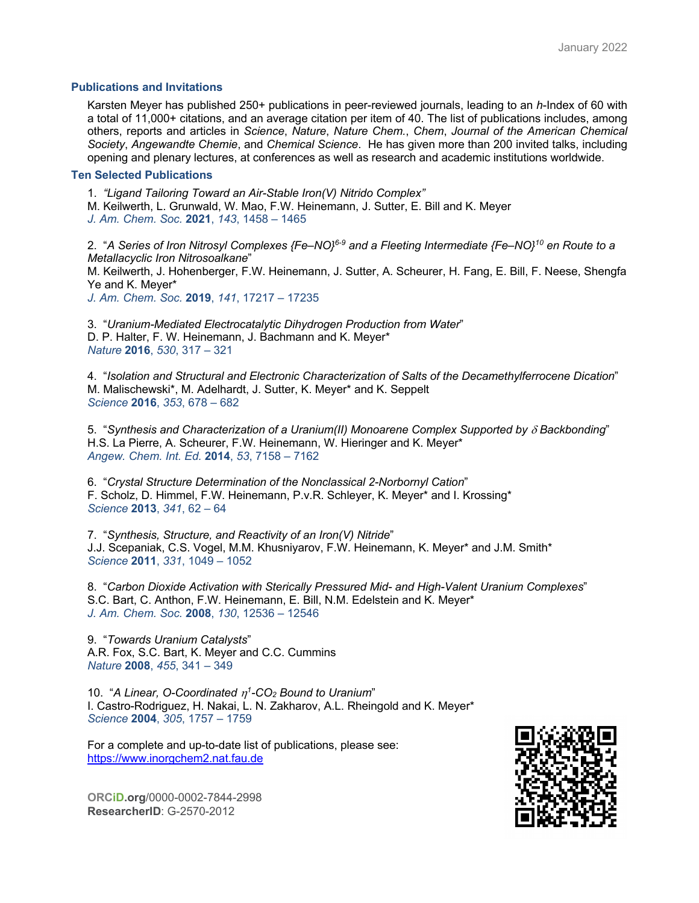### Publications and Invitations

Karsten Meyer has published 250+ publications in peer-reviewed journals, leading to an *h*-Index of 60 with a total of 11,000+ citations, and an average citation per item of 40. The list of publications includes, among others, reports and articles in *Science*, *Nature*, *Nature Chem.*, *Chem*, *Journal of the American Chemical Society*, *Angewandte Chemie*, and *Chemical Science*. He has given more than 200 invited talks, including opening and plenary lectures, at conferences as well as research and academic institutions worldwide.

### Ten Selected Publications

1. *"Ligand Tailoring Toward an Air-Stable Iron(V) Nitrido Complex"*
M. Keilwerth, L. Grunwald, W. Mao, F.W. Heinemann, J. Sutter, E. Bill and K. Meyer
*J. Am. Chem. Soc.* **2021**, *143*, 1458 – 1465

2. "*A Series of Iron Nitrosyl Complexes $\{Fe–NO\}^{6-9}$ and a Fleeting Intermediate $\{Fe–NO\}^{10}$ en Route to a Metallacyclic Iron Nitrosoalkane*"
M. Keilwerth, J. Hohenberger, F.W. Heinemann, J. Sutter, A. Scheurer, H. Fang, E. Bill, F. Neese, Shengfa Ye and K. Meyer*
*J. Am. Chem. Soc.* **2019**, *141*, 17217 – 17235

3. "*Uranium-Mediated Electrocatalytic Dihydrogen Production from Water*"
D. P. Halter, F. W. Heinemann, J. Bachmann and K. Meyer*
*Nature* **2016**, *530*, 317 – 321

4. "*Isolation and Structural and Electronic Characterization of Salts of the Decamethylferrocene Dication*"
M. Malischewski*, M. Adelhardt, J. Sutter, K. Meyer* and K. Seppelt
*Science* **2016**, *353*, 678 – 682

5. "*Synthesis and Characterization of a Uranium(II) Monoarene Complex Supported by $\delta$ Backbonding*"
H.S. La Pierre, A. Scheurer, F.W. Heinemann, W. Hieringer and K. Meyer*
*Angew. Chem. Int. Ed.* **2014**, *53*, 7158 – 7162

6. "*Crystal Structure Determination of the Nonclassical 2-Norbornyl Cation*"
F. Scholz, D. Himmel, F.W. Heinemann, P.v.R. Schleyer, K. Meyer* and I. Krossing*
*Science* **2013**, *341*, 62 – 64

7. "*Synthesis, Structure, and Reactivity of an Iron(V) Nitride*"
J.J. Scepaniak, C.S. Vogel, M.M. Khusniyarov, F.W. Heinemann, K. Meyer* and J.M. Smith*
*Science* **2011**, *331*, 1049 – 1052

8. "*Carbon Dioxide Activation with Sterically Pressured Mid- and High-Valent Uranium Complexes*"
S.C. Bart, C. Anthon, F.W. Heinemann, E. Bill, N.M. Edelstein and K. Meyer*
*J. Am. Chem. Soc.* **2008**, *130*, 12536 – 12546

9. "*Towards Uranium Catalysts*"
A.R. Fox, S.C. Bart, K. Meyer and C.C. Cummins
*Nature* **2008**, *455*, 341 – 349

10. "*A Linear, O-Coordinated $\eta^1$-$CO_2$ Bound to Uranium*"
I. Castro-Rodriguez, H. Nakai, L. N. Zakharov, A.L. Rheingold and K. Meyer*
*Science* **2004**, *305*, 1757 – 1759

For a complete and up-to-date list of publications, please see:
https://www.inorgchem2.nat.fau.de

**ORCiD.org**/0000-0002-7844-2998
**ResearcherID**: G-2570-2012